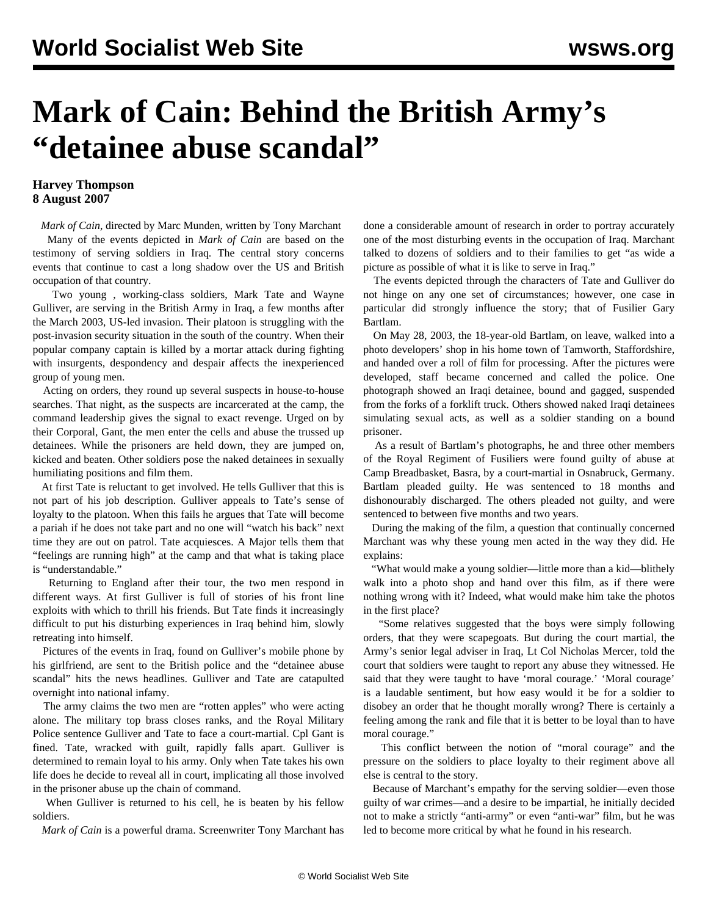# Mark of Cain: Behind the British Army's "detainee abuse scandal"

**Harvey Thompson**
**8 August 2007**

*Mark of Cain*, directed by Marc Munden, written by Tony Marchant

Many of the events depicted in *Mark of Cain* are based on the testimony of serving soldiers in Iraq. The central story concerns events that continue to cast a long shadow over the US and British occupation of that country.

Two young , working-class soldiers, Mark Tate and Wayne Gulliver, are serving in the British Army in Iraq, a few months after the March 2003, US-led invasion. Their platoon is struggling with the post-invasion security situation in the south of the country. When their popular company captain is killed by a mortar attack during fighting with insurgents, despondency and despair affects the inexperienced group of young men.

Acting on orders, they round up several suspects in house-to-house searches. That night, as the suspects are incarcerated at the camp, the command leadership gives the signal to exact revenge. Urged on by their Corporal, Gant, the men enter the cells and abuse the trussed up detainees. While the prisoners are held down, they are jumped on, kicked and beaten. Other soldiers pose the naked detainees in sexually humiliating positions and film them.

At first Tate is reluctant to get involved. He tells Gulliver that this is not part of his job description. Gulliver appeals to Tate's sense of loyalty to the platoon. When this fails he argues that Tate will become a pariah if he does not take part and no one will "watch his back" next time they are out on patrol. Tate acquiesces. A Major tells them that "feelings are running high" at the camp and that what is taking place is "understandable."

Returning to England after their tour, the two men respond in different ways. At first Gulliver is full of stories of his front line exploits with which to thrill his friends. But Tate finds it increasingly difficult to put his disturbing experiences in Iraq behind him, slowly retreating into himself.

Pictures of the events in Iraq, found on Gulliver's mobile phone by his girlfriend, are sent to the British police and the "detainee abuse scandal" hits the news headlines. Gulliver and Tate are catapulted overnight into national infamy.

The army claims the two men are "rotten apples" who were acting alone. The military top brass closes ranks, and the Royal Military Police sentence Gulliver and Tate to face a court-martial. Cpl Gant is fined. Tate, wracked with guilt, rapidly falls apart. Gulliver is determined to remain loyal to his army. Only when Tate takes his own life does he decide to reveal all in court, implicating all those involved in the prisoner abuse up the chain of command.

When Gulliver is returned to his cell, he is beaten by his fellow soldiers.

*Mark of Cain* is a powerful drama. Screenwriter Tony Marchant has done a considerable amount of research in order to portray accurately one of the most disturbing events in the occupation of Iraq. Marchant talked to dozens of soldiers and to their families to get "as wide a picture as possible of what it is like to serve in Iraq."

The events depicted through the characters of Tate and Gulliver do not hinge on any one set of circumstances; however, one case in particular did strongly influence the story; that of Fusilier Gary Bartlam.

On May 28, 2003, the 18-year-old Bartlam, on leave, walked into a photo developers' shop in his home town of Tamworth, Staffordshire, and handed over a roll of film for processing. After the pictures were developed, staff became concerned and called the police. One photograph showed an Iraqi detainee, bound and gagged, suspended from the forks of a forklift truck. Others showed naked Iraqi detainees simulating sexual acts, as well as a soldier standing on a bound prisoner.

As a result of Bartlam's photographs, he and three other members of the Royal Regiment of Fusiliers were found guilty of abuse at Camp Breadbasket, Basra, by a court-martial in Osnabruck, Germany. Bartlam pleaded guilty. He was sentenced to 18 months and dishonourably discharged. The others pleaded not guilty, and were sentenced to between five months and two years.

During the making of the film, a question that continually concerned Marchant was why these young men acted in the way they did. He explains:

"What would make a young soldier—little more than a kid—blithely walk into a photo shop and hand over this film, as if there were nothing wrong with it? Indeed, what would make him take the photos in the first place?

"Some relatives suggested that the boys were simply following orders, that they were scapegoats. But during the court martial, the Army's senior legal adviser in Iraq, Lt Col Nicholas Mercer, told the court that soldiers were taught to report any abuse they witnessed. He said that they were taught to have 'moral courage.' 'Moral courage' is a laudable sentiment, but how easy would it be for a soldier to disobey an order that he thought morally wrong? There is certainly a feeling among the rank and file that it is better to be loyal than to have moral courage."

This conflict between the notion of "moral courage" and the pressure on the soldiers to place loyalty to their regiment above all else is central to the story.

Because of Marchant's empathy for the serving soldier—even those guilty of war crimes—and a desire to be impartial, he initially decided not to make a strictly "anti-army" or even "anti-war" film, but he was led to become more critical by what he found in his research.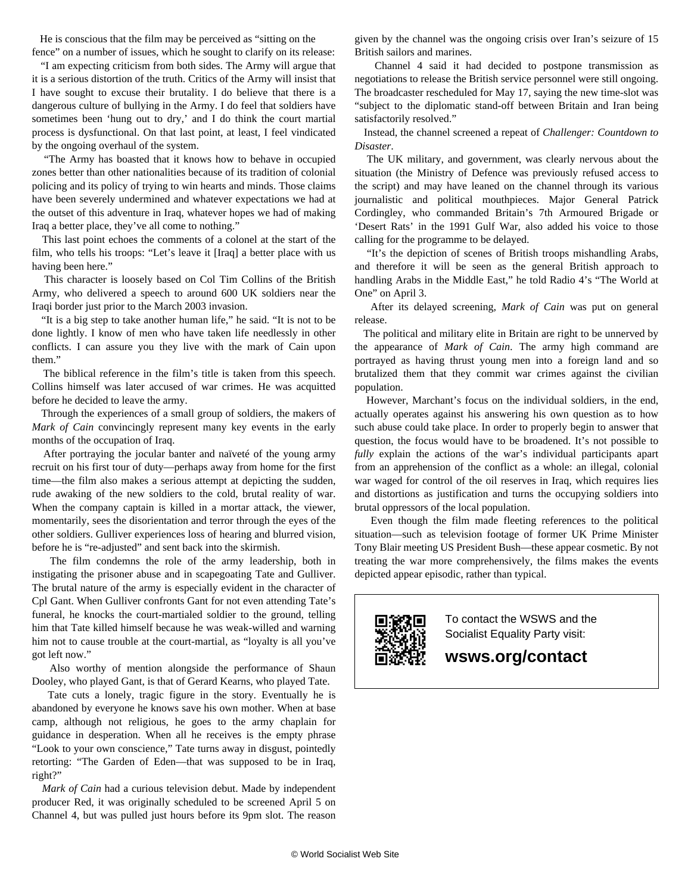He is conscious that the film may be perceived as "sitting on the fence" on a number of issues, which he sought to clarify on its release:

"I am expecting criticism from both sides. The Army will argue that it is a serious distortion of the truth. Critics of the Army will insist that I have sought to excuse their brutality. I do believe that there is a dangerous culture of bullying in the Army. I do feel that soldiers have sometimes been 'hung out to dry,' and I do think the court martial process is dysfunctional. On that last point, at least, I feel vindicated by the ongoing overhaul of the system.

"The Army has boasted that it knows how to behave in occupied zones better than other nationalities because of its tradition of colonial policing and its policy of trying to win hearts and minds. Those claims have been severely undermined and whatever expectations we had at the outset of this adventure in Iraq, whatever hopes we had of making Iraq a better place, they've all come to nothing."

This last point echoes the comments of a colonel at the start of the film, who tells his troops: "Let's leave it [Iraq] a better place with us having been here."

This character is loosely based on Col Tim Collins of the British Army, who delivered a speech to around 600 UK soldiers near the Iraqi border just prior to the March 2003 invasion.

"It is a big step to take another human life," he said. "It is not to be done lightly. I know of men who have taken life needlessly in other conflicts. I can assure you they live with the mark of Cain upon them."

The biblical reference in the film's title is taken from this speech. Collins himself was later accused of war crimes. He was acquitted before he decided to leave the army.

Through the experiences of a small group of soldiers, the makers of *Mark of Cain* convincingly represent many key events in the early months of the occupation of Iraq.

After portraying the jocular banter and naïveté of the young army recruit on his first tour of duty—perhaps away from home for the first time—the film also makes a serious attempt at depicting the sudden, rude awaking of the new soldiers to the cold, brutal reality of war. When the company captain is killed in a mortar attack, the viewer, momentarily, sees the disorientation and terror through the eyes of the other soldiers. Gulliver experiences loss of hearing and blurred vision, before he is "re-adjusted" and sent back into the skirmish.

The film condemns the role of the army leadership, both in instigating the prisoner abuse and in scapegoating Tate and Gulliver. The brutal nature of the army is especially evident in the character of Cpl Gant. When Gulliver confronts Gant for not even attending Tate's funeral, he knocks the court-martialed soldier to the ground, telling him that Tate killed himself because he was weak-willed and warning him not to cause trouble at the court-martial, as "loyalty is all you've got left now."

Also worthy of mention alongside the performance of Shaun Dooley, who played Gant, is that of Gerard Kearns, who played Tate.

Tate cuts a lonely, tragic figure in the story. Eventually he is abandoned by everyone he knows save his own mother. When at base camp, although not religious, he goes to the army chaplain for guidance in desperation. When all he receives is the empty phrase "Look to your own conscience," Tate turns away in disgust, pointedly retorting: "The Garden of Eden—that was supposed to be in Iraq, right?"

*Mark of Cain* had a curious television debut. Made by independent producer Red, it was originally scheduled to be screened April 5 on Channel 4, but was pulled just hours before its 9pm slot. The reason given by the channel was the ongoing crisis over Iran's seizure of 15 British sailors and marines.

Channel 4 said it had decided to postpone transmission as negotiations to release the British service personnel were still ongoing. The broadcaster rescheduled for May 17, saying the new time-slot was "subject to the diplomatic stand-off between Britain and Iran being satisfactorily resolved."

Instead, the channel screened a repeat of *Challenger: Countdown to Disaster*.

The UK military, and government, was clearly nervous about the situation (the Ministry of Defence was previously refused access to the script) and may have leaned on the channel through its various journalistic and political mouthpieces. Major General Patrick Cordingley, who commanded Britain's 7th Armoured Brigade or 'Desert Rats' in the 1991 Gulf War, also added his voice to those calling for the programme to be delayed.

"It's the depiction of scenes of British troops mishandling Arabs, and therefore it will be seen as the general British approach to handling Arabs in the Middle East," he told Radio 4's "The World at One" on April 3.

After its delayed screening, *Mark of Cain* was put on general release.

The political and military elite in Britain are right to be unnerved by the appearance of *Mark of Cain*. The army high command are portrayed as having thrust young men into a foreign land and so brutalized them that they commit war crimes against the civilian population.

However, Marchant's focus on the individual soldiers, in the end, actually operates against his answering his own question as to how such abuse could take place. In order to properly begin to answer that question, the focus would have to be broadened. It's not possible to *fully* explain the actions of the war's individual participants apart from an apprehension of the conflict as a whole: an illegal, colonial war waged for control of the oil reserves in Iraq, which requires lies and distortions as justification and turns the occupying soldiers into brutal oppressors of the local population.

Even though the film made fleeting references to the political situation—such as television footage of former UK Prime Minister Tony Blair meeting US President Bush—these appear cosmetic. By not treating the war more comprehensively, the films makes the events depicted appear episodic, rather than typical.

To contact the WSWS and the Socialist Equality Party visit:

**wsws.org/contact**